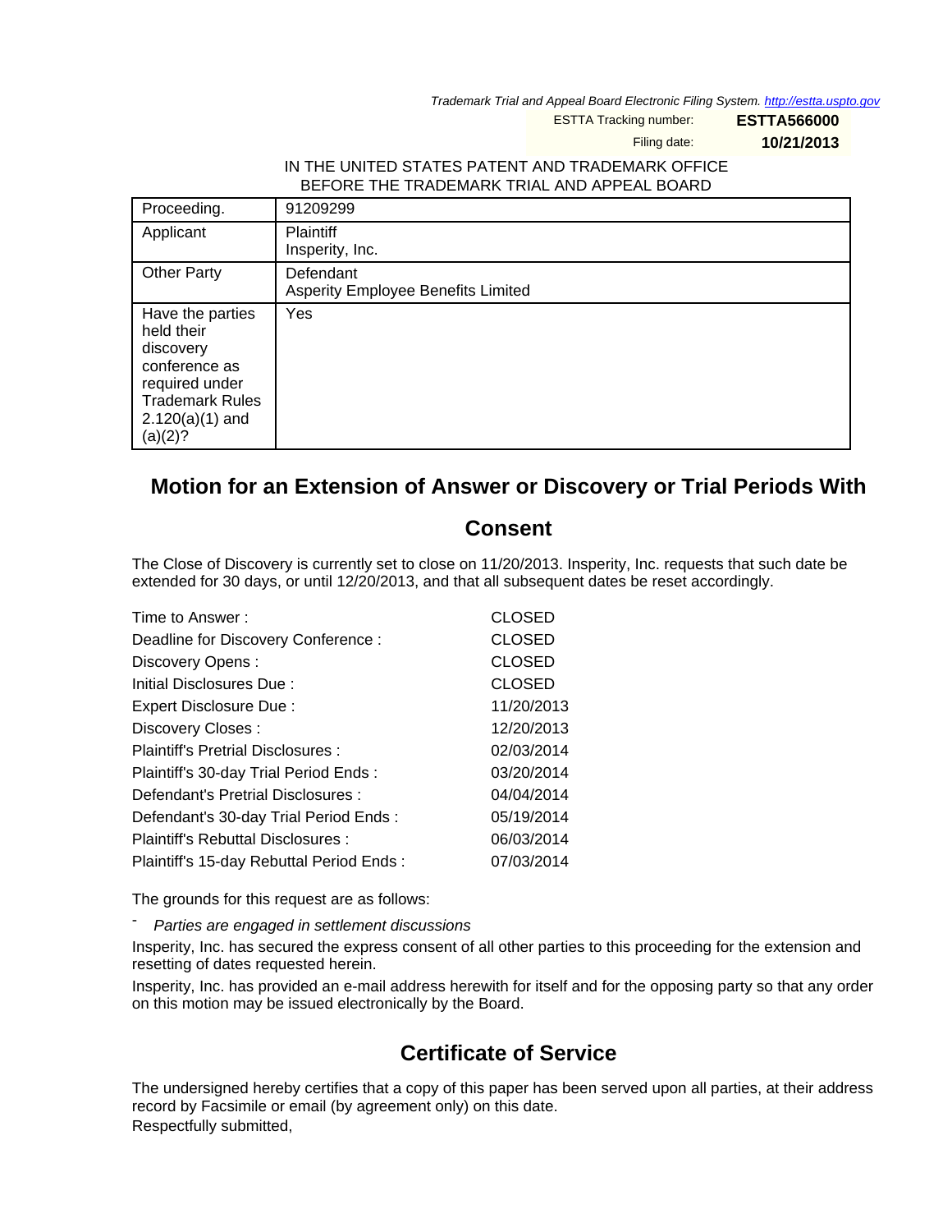Trademark Trial and Appeal Board Electronic Filing System. http://estta.uspto.gov

ESTTA Tracking number: **ESTTA566000**

Filing date: **10/21/2013**

IN THE UNITED STATES PATENT AND TRADEMARK OFFICE
BEFORE THE TRADEMARK TRIAL AND APPEAL BOARD

| Proceeding. | 91209299 |
|---|---|
| Applicant | Plaintiff<br>Insperity, Inc. |
| Other Party | Defendant<br>Asperity Employee Benefits Limited |
| Have the parties held their discovery conference as required under Trademark Rules 2.120(a)(1) and (a)(2)? | Yes |

# Motion for an Extension of Answer or Discovery or Trial Periods With Consent

The Close of Discovery is currently set to close on 11/20/2013. Insperity, Inc. requests that such date be extended for 30 days, or until 12/20/2013, and that all subsequent dates be reset accordingly.

| | |
|---|---|
| Time to Answer : | CLOSED |
| Deadline for Discovery Conference : | CLOSED |
| Discovery Opens : | CLOSED |
| Initial Disclosures Due : | CLOSED |
| Expert Disclosure Due : | 11/20/2013 |
| Discovery Closes : | 12/20/2013 |
| Plaintiff's Pretrial Disclosures : | 02/03/2014 |
| Plaintiff's 30-day Trial Period Ends : | 03/20/2014 |
| Defendant's Pretrial Disclosures : | 04/04/2014 |
| Defendant's 30-day Trial Period Ends : | 05/19/2014 |
| Plaintiff's Rebuttal Disclosures : | 06/03/2014 |
| Plaintiff's 15-day Rebuttal Period Ends : | 07/03/2014 |

The grounds for this request are as follows:

- *Parties are engaged in settlement discussions*

Insperity, Inc. has secured the express consent of all other parties to this proceeding for the extension and resetting of dates requested herein.

Insperity, Inc. has provided an e-mail address herewith for itself and for the opposing party so that any order on this motion may be issued electronically by the Board.

## Certificate of Service

The undersigned hereby certifies that a copy of this paper has been served upon all parties, at their address record by Facsimile or email (by agreement only) on this date.

Respectfully submitted,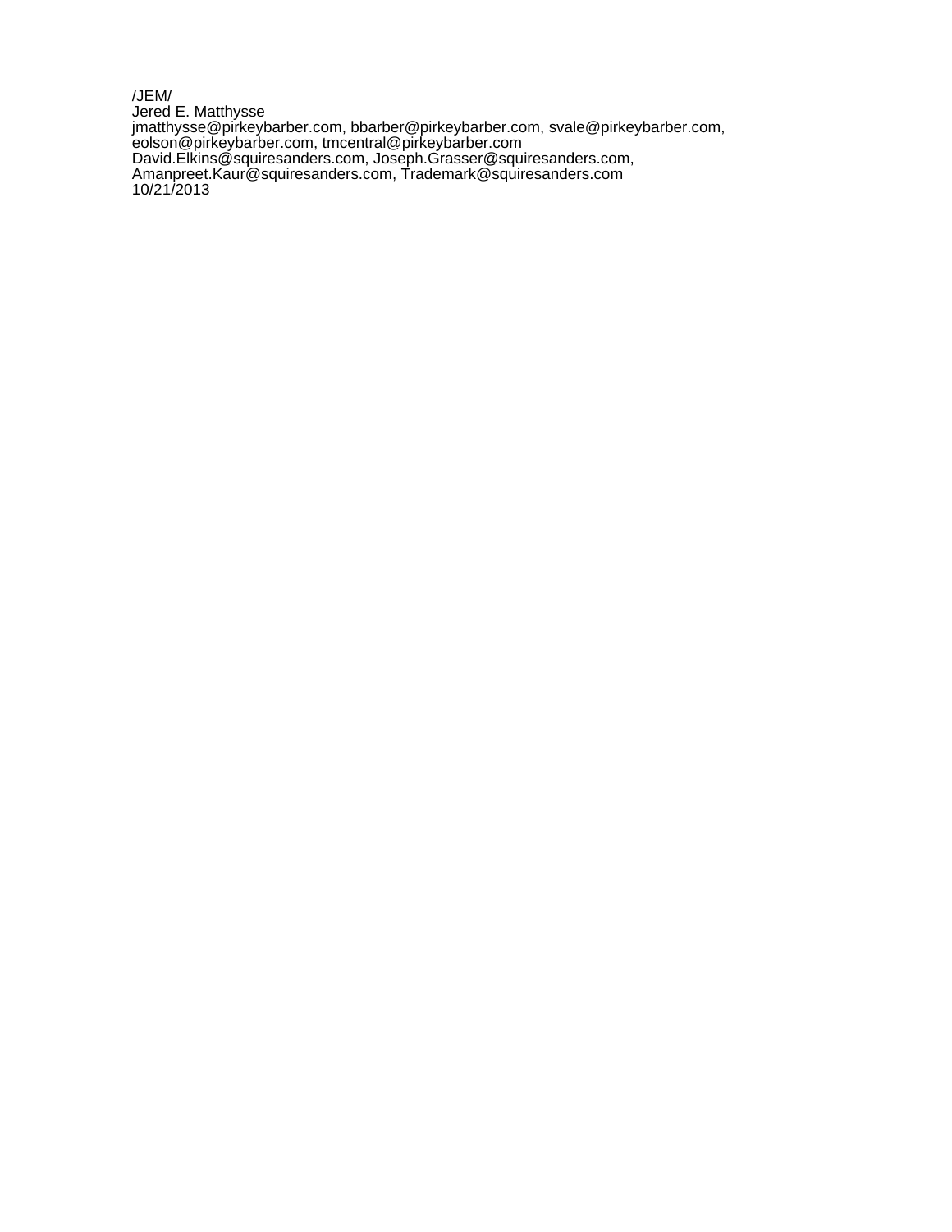/JEM/
Jered E. Matthysse
jmatthysse@pirkeybarber.com, bbarber@pirkeybarber.com, svale@pirkeybarber.com, eolson@pirkeybarber.com, tmcentral@pirkeybarber.com
David.Elkins@squiresanders.com, Joseph.Grasser@squiresanders.com, Amanpreet.Kaur@squiresanders.com, Trademark@squiresanders.com
10/21/2013